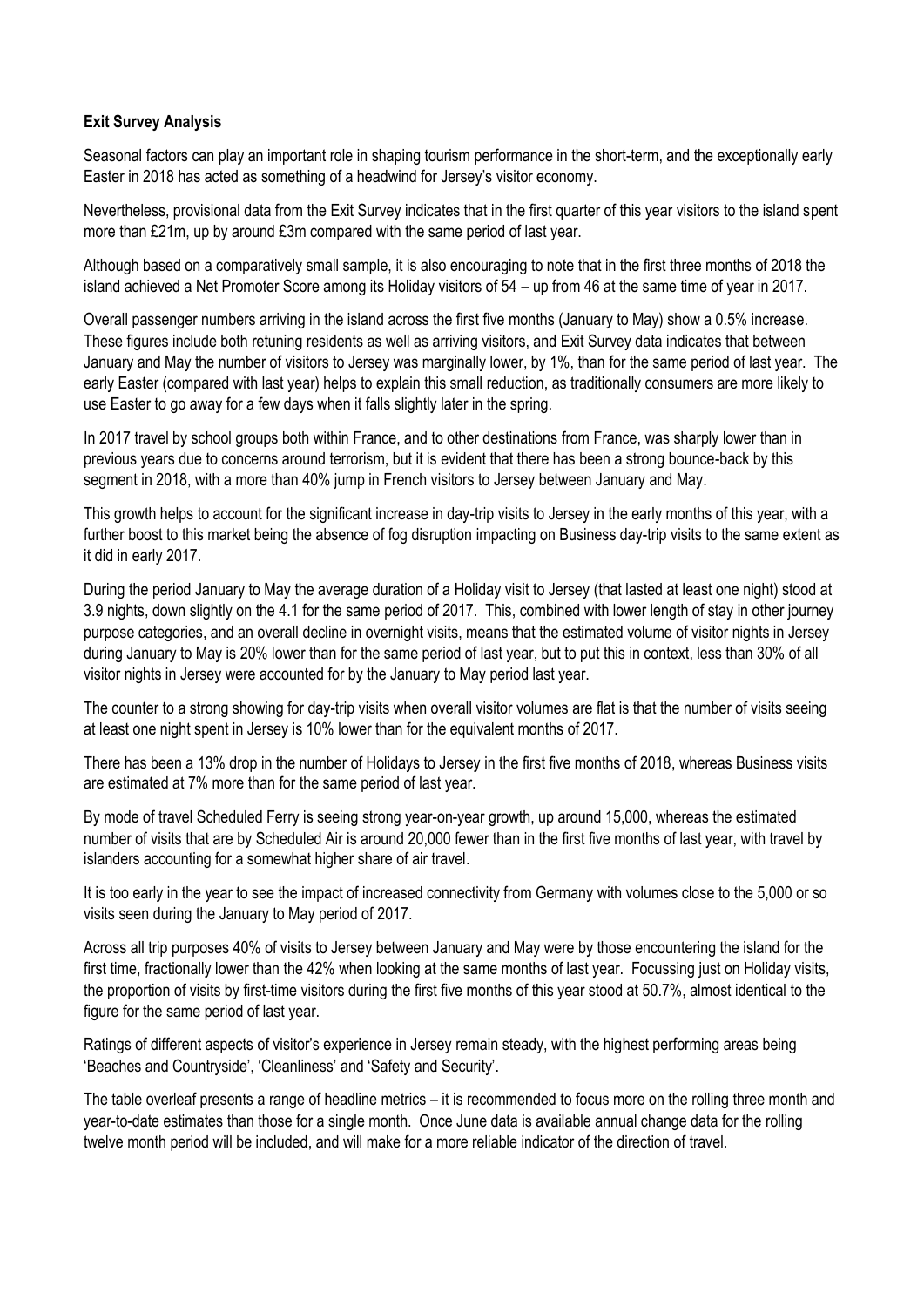**Exit Survey Analysis**

Seasonal factors can play an important role in shaping tourism performance in the short-term, and the exceptionally early Easter in 2018 has acted as something of a headwind for Jersey's visitor economy.

Nevertheless, provisional data from the Exit Survey indicates that in the first quarter of this year visitors to the island spent more than £21m, up by around £3m compared with the same period of last year.

Although based on a comparatively small sample, it is also encouraging to note that in the first three months of 2018 the island achieved a Net Promoter Score among its Holiday visitors of 54 – up from 46 at the same time of year in 2017.

Overall passenger numbers arriving in the island across the first five months (January to May) show a 0.5% increase. These figures include both retuning residents as well as arriving visitors, and Exit Survey data indicates that between January and May the number of visitors to Jersey was marginally lower, by 1%, than for the same period of last year. The early Easter (compared with last year) helps to explain this small reduction, as traditionally consumers are more likely to use Easter to go away for a few days when it falls slightly later in the spring.

In 2017 travel by school groups both within France, and to other destinations from France, was sharply lower than in previous years due to concerns around terrorism, but it is evident that there has been a strong bounce-back by this segment in 2018, with a more than 40% jump in French visitors to Jersey between January and May.

This growth helps to account for the significant increase in day-trip visits to Jersey in the early months of this year, with a further boost to this market being the absence of fog disruption impacting on Business day-trip visits to the same extent as it did in early 2017.

During the period January to May the average duration of a Holiday visit to Jersey (that lasted at least one night) stood at 3.9 nights, down slightly on the 4.1 for the same period of 2017. This, combined with lower length of stay in other journey purpose categories, and an overall decline in overnight visits, means that the estimated volume of visitor nights in Jersey during January to May is 20% lower than for the same period of last year, but to put this in context, less than 30% of all visitor nights in Jersey were accounted for by the January to May period last year.

The counter to a strong showing for day-trip visits when overall visitor volumes are flat is that the number of visits seeing at least one night spent in Jersey is 10% lower than for the equivalent months of 2017.

There has been a 13% drop in the number of Holidays to Jersey in the first five months of 2018, whereas Business visits are estimated at 7% more than for the same period of last year.

By mode of travel Scheduled Ferry is seeing strong year-on-year growth, up around 15,000, whereas the estimated number of visits that are by Scheduled Air is around 20,000 fewer than in the first five months of last year, with travel by islanders accounting for a somewhat higher share of air travel.

It is too early in the year to see the impact of increased connectivity from Germany with volumes close to the 5,000 or so visits seen during the January to May period of 2017.

Across all trip purposes 40% of visits to Jersey between January and May were by those encountering the island for the first time, fractionally lower than the 42% when looking at the same months of last year. Focussing just on Holiday visits, the proportion of visits by first-time visitors during the first five months of this year stood at 50.7%, almost identical to the figure for the same period of last year.

Ratings of different aspects of visitor's experience in Jersey remain steady, with the highest performing areas being 'Beaches and Countryside', 'Cleanliness' and 'Safety and Security'.

The table overleaf presents a range of headline metrics – it is recommended to focus more on the rolling three month and year-to-date estimates than those for a single month. Once June data is available annual change data for the rolling twelve month period will be included, and will make for a more reliable indicator of the direction of travel.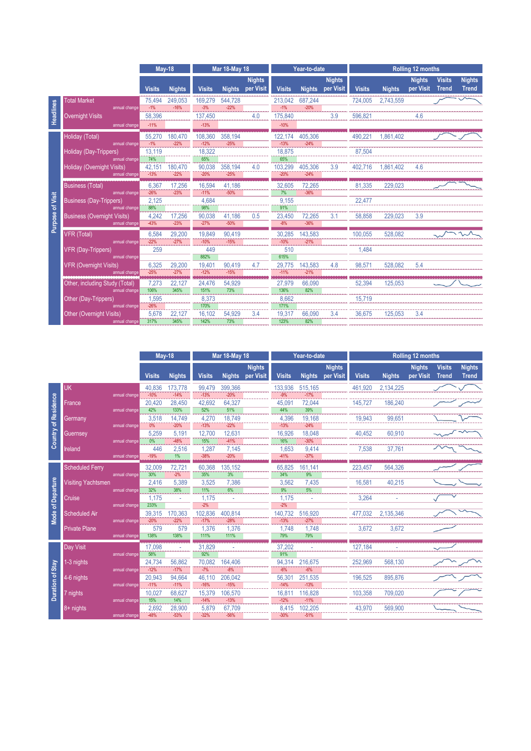| | | May-18 | | Mar 18-May 18 | | | Year-to-date | | | Rolling 12 months | | | | |
|---|---|---|---|---|---|---|---|---|---|---|---|---|---|---|
| | | Visits | Nights | Visits | Nights | Nights per Visit | Visits | Nights | Nights per Visit | Visits | Nights | Nights per Visit | Visits Trend | Nights Trend |
| Headlines | Total Market | 75,494 | 249,053 | 169,279 | 544,728 | | 213,042 | 687,244 | | 724,005 | 2,743,559 | | | |
| | annual change | -1% | -16% | -3% | -22% | | -1% | -20% | | | | | | |
| | Overnight Visits | 58,396 | | 137,450 | | 4.0 | 175,840 | | 3.9 | 596,821 | | 4.6 | | |
| | annual change | -11% | | -13% | | | -10% | | | | | | | |
| Purpose of Visit | Holiday (Total) | 55,270 | 180,470 | 108,360 | 358,194 | | 122,174 | 405,306 | | 490,221 | 1,861,402 | | | |
| | annual change | -1% | -22% | -12% | -25% | | -13% | -24% | | | | | | |
| | Holiday (Day-Trippers) | 13,119 | | 18,322 | | | 18,875 | | | 87,504 | | | | |
| | annual change | 74% | | 65% | | | 65% | | | | | | | |
| | Holiday (Overnight Visits) | 42,151 | 180,470 | 90,038 | 358,194 | 4.0 | 103,299 | 405,306 | 3.9 | 402,716 | 1,861,402 | 4.6 | | |
| | annual change | -13% | -22% | -20% | -25% | | -20% | -24% | | | | | | |
| | Business (Total) | 6,367 | 17,256 | 16,594 | 41,186 | | 32,605 | 72,265 | | 81,335 | 229,023 | | | |
| | annual change | -26% | -23% | -11% | -50% | | 7% | -36% | | | | | | |
| | Business (Day-Trippers) | 2,125 | | 4,684 | | | 9,155 | | | 22,477 | | | | |
| | annual change | 88% | | 98% | | | 91% | | | | | | | |
| | Business (Overnight Visits) | 4,242 | 17,256 | 90,038 | 41,186 | 0.5 | 23,450 | 72,265 | 3.1 | 58,858 | 229,023 | 3.9 | | |
| | annual change | -43% | -23% | -27% | -50% | | -8% | -36% | | | | | | |
| | VFR (Total) | 6,584 | 29,200 | 19,849 | 90,419 | | 30,285 | 143,583 | | 100,055 | 528,082 | | | |
| | annual change | -22% | -27% | -10% | -15% | | -10% | -21% | | | | | | |
| | VFR (Day-Trippers) | 259 | | 449 | | | 510 | | | 1,484 | | | | |
| | annual change | | | 882% | | | 615% | | | | | | | |
| | VFR (Overnight Visits) | 6,325 | 29,200 | 19,401 | 90,419 | 4.7 | 29,775 | 143,583 | 4.8 | 98,571 | 528,082 | 5.4 | | |
| | annual change | -25% | -27% | -12% | -15% | | -11% | -21% | | | | | | |
| | Other, including Study (Total) | 7,273 | 22,127 | 24,476 | 54,929 | | 27,979 | 66,090 | | 52,394 | 125,053 | | | |
| | annual change | 106% | 345% | 151% | 73% | | 136% | 82% | | | | | | |
| | Other (Day-Trippers) | 1,595 | | 8,373 | | | 8,662 | | | 15,719 | | | | |
| | annual change | -26% | | 170% | | | 171% | | | | | | | |
| | Other (Overnight Visits) | 5,678 | 22,127 | 16,102 | 54,929 | 3.4 | 19,317 | 66,090 | 3.4 | 36,675 | 125,053 | 3.4 | | |
| | annual change | 317% | 345% | 142% | 73% | | 123% | 82% | | | | | | |

| | | May-18 | | Mar 18-May 18 | | | Year-to-date | | | Rolling 12 months | | | | |
|---|---|---|---|---|---|---|---|---|---|---|---|---|---|---|
| | | Visits | Nights | Visits | Nights | Nights per Visit | Visits | Nights | Nights per Visit | Visits | Nights | Nights per Visit | Visits Trend | Nights Trend |
| Country of Residence | UK | 40,836 | 173,778 | 99,479 | 399,366 | | 133,936 | 515,165 | | 461,920 | 2,134,225 | | | |
| | annual change | -10% | -14% | -13% | -20% | | -9% | -17% | | | | | | |
| | France | 20,420 | 28,450 | 42,692 | 64,327 | | 45,091 | 72,044 | | 145,727 | 186,240 | | | |
| | annual change | 42% | 133% | 52% | 51% | | 44% | 39% | | | | | | |
| | Germany | 3,518 | 14,749 | 4,270 | 18,749 | | 4,396 | 19,168 | | 19,943 | 99,651 | | | |
| | annual change | 0% | -20% | -13% | -22% | | -13% | -24% | | | | | | |
| | Guernsey | 5,259 | 5,191 | 12,700 | 12,631 | | 16,926 | 18,048 | | 40,452 | 60,910 | | | |
| | annual change | 0% | -46% | 15% | -41% | | 16% | -30% | | | | | | |
| | Ireland | 446 | 2,516 | 1,287 | 7,145 | | 1,653 | 9,414 | | 7,538 | 37,761 | | | |
| | annual change | -19% | 1% | -38% | -20% | | -41% | -37% | | | | | | |
| Mode of Departure | Scheduled Ferry | 32,009 | 72,721 | 60,368 | 135,152 | | 65,825 | 161,141 | | 223,457 | 564,326 | | | |
| | annual change | 30% | -2% | 35% | 3% | | 34% | 9% | | | | | | |
| | Visiting Yachtsmen | 2,416 | 5,389 | 3,525 | 7,386 | | 3,562 | 7,435 | | 16,581 | 40,215 | | | |
| | annual change | 32% | 38% | 11% | 6% | | 9% | 5% | | | | | | |
| | Cruise | 1,175 | - | 1,175 | - | | 1,175 | - | | 3,264 | - | | | |
| | annual change | 233% | | -2% | | | -2% | | | | | | | |
| | Scheduled Air | 39,315 | 170,363 | 102,836 | 400,814 | | 140,732 | 516,920 | | 477,032 | 2,135,346 | | | |
| | annual change | -20% | -22% | -17% | -28% | | -13% | -27% | | | | | | |
| | Private Plane | 579 | 579 | 1,376 | 1,376 | | 1,748 | 1,748 | | 3,672 | 3,672 | | | |
| | annual change | 138% | 138% | 111% | 111% | | 79% | 79% | | | | | | |
| Duration of Stay | Day Visit | 17,098 | - | 31,829 | - | | 37,202 | - | | 127,184 | - | | | |
| | annual change | 58% | | 92% | | | 91% | | | | | | | |
| | 1-3 nights | 24,734 | 56,862 | 70,082 | 164,406 | | 94,314 | 216,675 | | 252,969 | 568,130 | | | |
| | annual change | -12% | -17% | -7% | -8% | | -6% | -6% | | | | | | |
| | 4-6 nights | 20,943 | 94,664 | 46,110 | 206,042 | | 56,301 | 251,535 | | 196,525 | 895,876 | | | |
| | annual change | -11% | -11% | -16% | -15% | | -14% | -13% | | | | | | |
| | 7 nights | 10,027 | 68,627 | 15,379 | 106,570 | | 16,811 | 116,828 | | 103,358 | 709,020 | | | |
| | annual change | 15% | 14% | -14% | -13% | | -12% | -11% | | | | | | |
| | 8+ nights | 2,692 | 28,900 | 5,879 | 67,709 | | 8,415 | 102,205 | | 43,970 | 569,900 | | | |
| | annual change | -48% | -53% | -32% | -56% | | -30% | -51% | | | | | | |